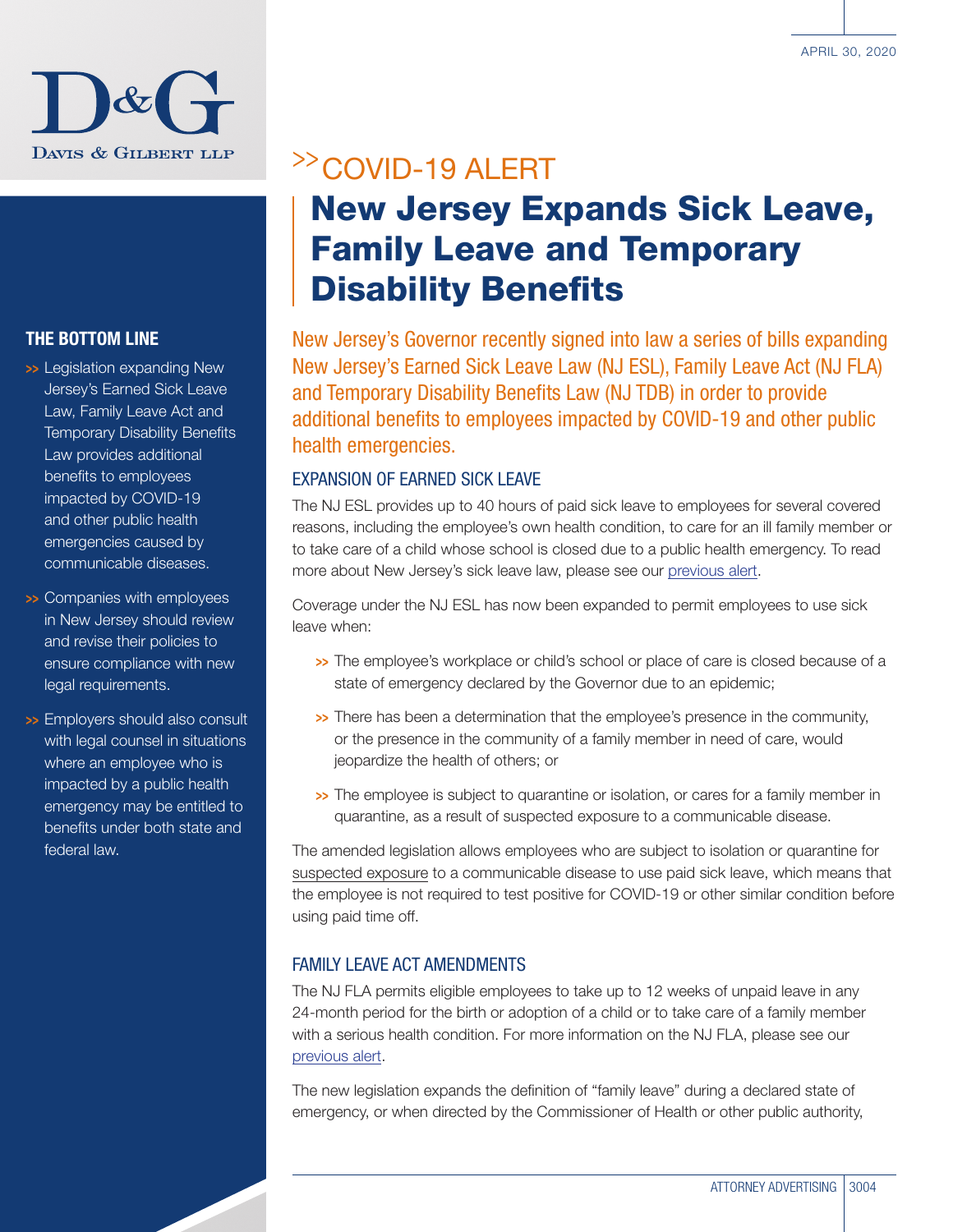# >>COVID-19 ALERT

# New Jersey Expands Sick Leave, Family Leave and Temporary Disability Benefits

## THE BOTTOM LINE

- Legislation expanding New Jersey's Earned Sick Leave Law, Family Leave Act and Temporary Disability Benefits Law provides additional benefits to employees impacted by COVID-19 and other public health emergencies caused by communicable diseases.
- Companies with employees in New Jersey should review and revise their policies to ensure compliance with new legal requirements.
- Employers should also consult with legal counsel in situations where an employee who is impacted by a public health emergency may be entitled to benefits under both state and federal law.

New Jersey's Governor recently signed into law a series of bills expanding New Jersey's Earned Sick Leave Law (NJ ESL), Family Leave Act (NJ FLA) and Temporary Disability Benefits Law (NJ TDB) in order to provide additional benefits to employees impacted by COVID-19 and other public health emergencies.

## EXPANSION OF EARNED SICK LEAVE

The NJ ESL provides up to 40 hours of paid sick leave to employees for several covered reasons, including the employee's own health condition, to care for an ill family member or to take care of a child whose school is closed due to a public health emergency. To read more about New Jersey's sick leave law, please see our previous alert.

Coverage under the NJ ESL has now been expanded to permit employees to use sick leave when:

- The employee's workplace or child's school or place of care is closed because of a state of emergency declared by the Governor due to an epidemic;
- There has been a determination that the employee's presence in the community, or the presence in the community of a family member in need of care, would jeopardize the health of others; or
- The employee is subject to quarantine or isolation, or cares for a family member in quarantine, as a result of suspected exposure to a communicable disease.

The amended legislation allows employees who are subject to isolation or quarantine for suspected exposure to a communicable disease to use paid sick leave, which means that the employee is not required to test positive for COVID-19 or other similar condition before using paid time off.

## FAMILY LEAVE ACT AMENDMENTS

The NJ FLA permits eligible employees to take up to 12 weeks of unpaid leave in any 24-month period for the birth or adoption of a child or to take care of a family member with a serious health condition. For more information on the NJ FLA, please see our previous alert.

The new legislation expands the definition of "family leave" during a declared state of emergency, or when directed by the Commissioner of Health or other public authority,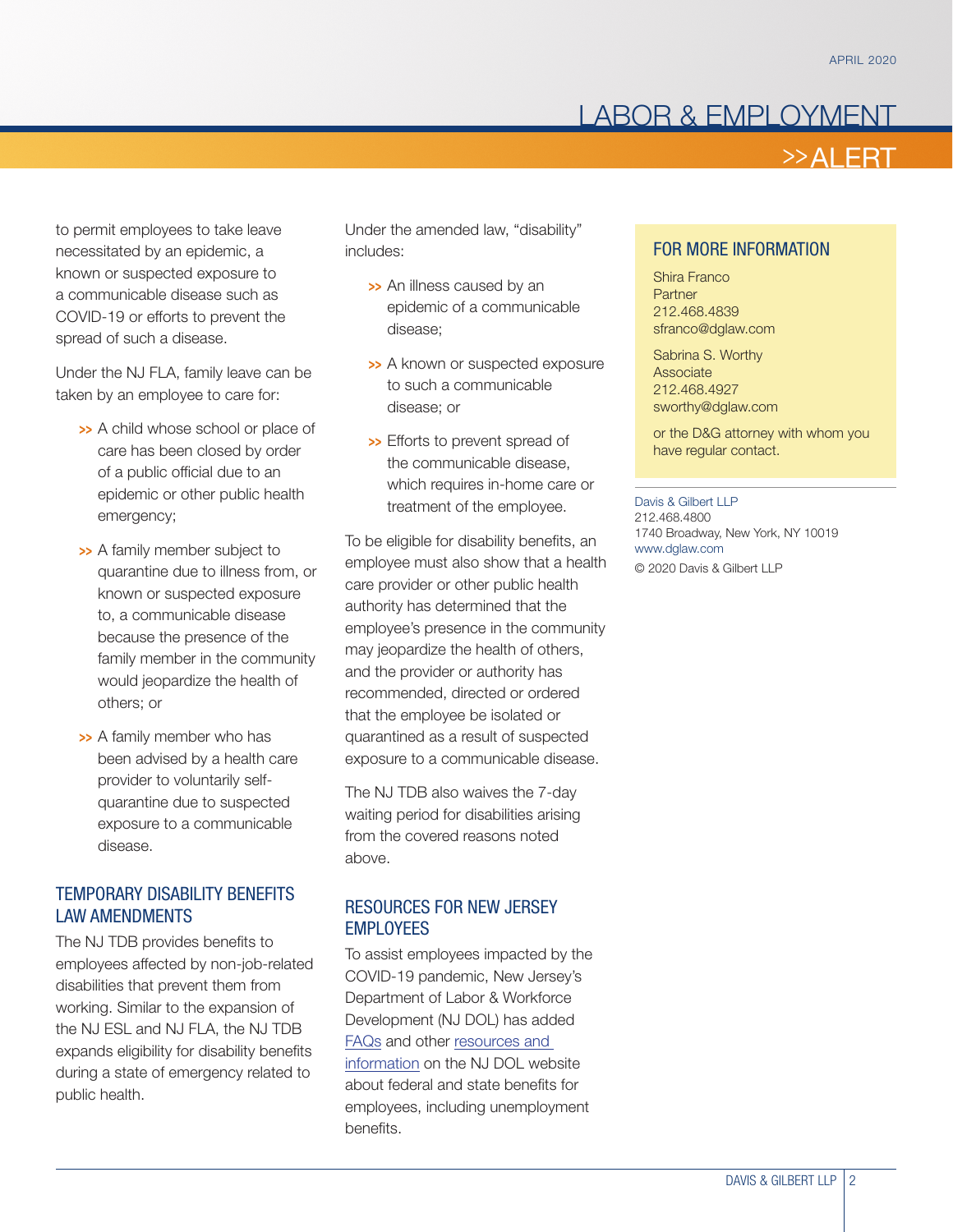to permit employees to take leave necessitated by an epidemic, a known or suspected exposure to a communicable disease such as COVID-19 or efforts to prevent the spread of such a disease.

Under the NJ FLA, family leave can be taken by an employee to care for:

- A child whose school or place of care has been closed by order of a public official due to an epidemic or other public health emergency;
- A family member subject to quarantine due to illness from, or known or suspected exposure to, a communicable disease because the presence of the family member in the community would jeopardize the health of others; or
- A family member who has been advised by a health care provider to voluntarily self-quarantine due to suspected exposure to a communicable disease.

## TEMPORARY DISABILITY BENEFITS LAW AMENDMENTS

The NJ TDB provides benefits to employees affected by non-job-related disabilities that prevent them from working. Similar to the expansion of the NJ ESL and NJ FLA, the NJ TDB expands eligibility for disability benefits during a state of emergency related to public health.

Under the amended law, "disability" includes:

- An illness caused by an epidemic of a communicable disease;
- A known or suspected exposure to such a communicable disease; or
- Efforts to prevent spread of the communicable disease, which requires in-home care or treatment of the employee.

To be eligible for disability benefits, an employee must also show that a health care provider or other public health authority has determined that the employee's presence in the community may jeopardize the health of others, and the provider or authority has recommended, directed or ordered that the employee be isolated or quarantined as a result of suspected exposure to a communicable disease.

The NJ TDB also waives the 7-day waiting period for disabilities arising from the covered reasons noted above.

## RESOURCES FOR NEW JERSEY EMPLOYEES

To assist employees impacted by the COVID-19 pandemic, New Jersey's Department of Labor & Workforce Development (NJ DOL) has added FAQs and other resources and information on the NJ DOL website about federal and state benefits for employees, including unemployment benefits.

## FOR MORE INFORMATION

Shira Franco
Partner
212.468.4839
sfranco@dglaw.com

Sabrina S. Worthy
Associate
212.468.4927
sworthy@dglaw.com

or the D&G attorney with whom you have regular contact.

Davis & Gilbert LLP
212.468.4800
1740 Broadway, New York, NY 10019
www.dglaw.com

© 2020 Davis & Gilbert LLP